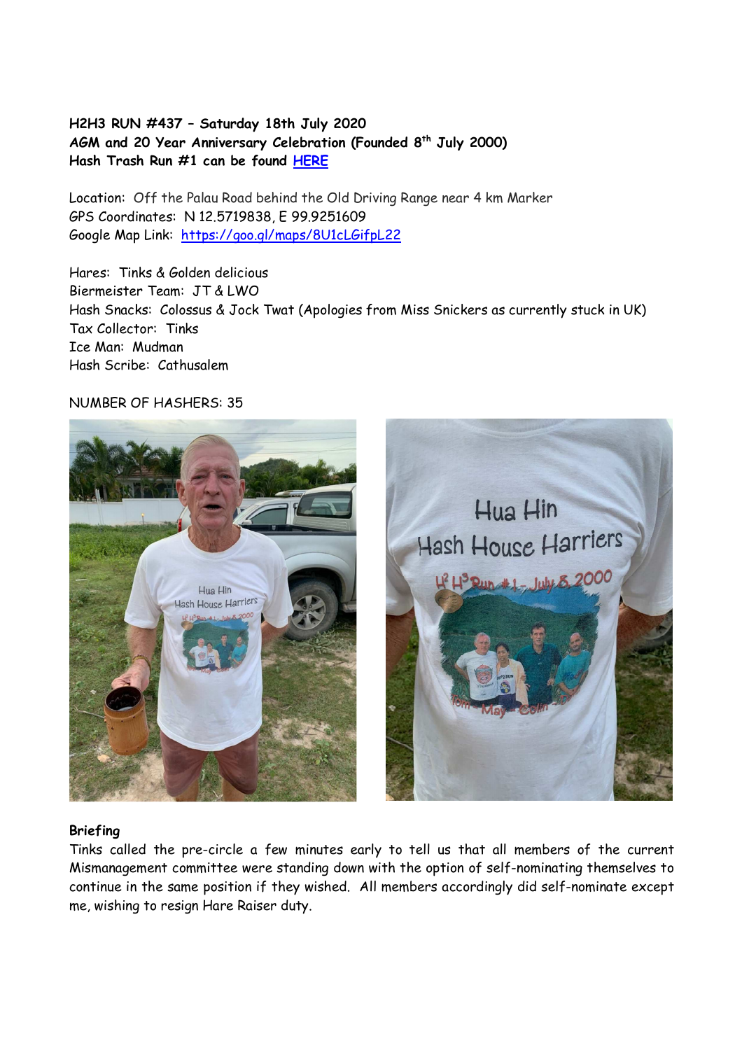**H2H3 RUN #437 – Saturday 18th July 2020**
**AGM and 20 Year Anniversary Celebration (Founded 8th July 2000)**
**Hash Trash Run #1 can be found HERE**

Location: Off the Palau Road behind the Old Driving Range near 4 km Marker
GPS Coordinates: N 12.5719838, E 99.9251609
Google Map Link: https://goo.gl/maps/8U1cLGifpL22

Hares: Tinks & Golden delicious
Biermeister Team: JT & LWO
Hash Snacks: Colossus & Jock Twat (Apologies from Miss Snickers as currently stuck in UK)
Tax Collector: Tinks
Ice Man: Mudman
Hash Scribe: Cathusalem

NUMBER OF HASHERS: 35

**Briefing**

Tinks called the pre-circle a few minutes early to tell us that all members of the current Mismanagement committee were standing down with the option of self-nominating themselves to continue in the same position if they wished. All members accordingly did self-nominate except me, wishing to resign Hare Raiser duty.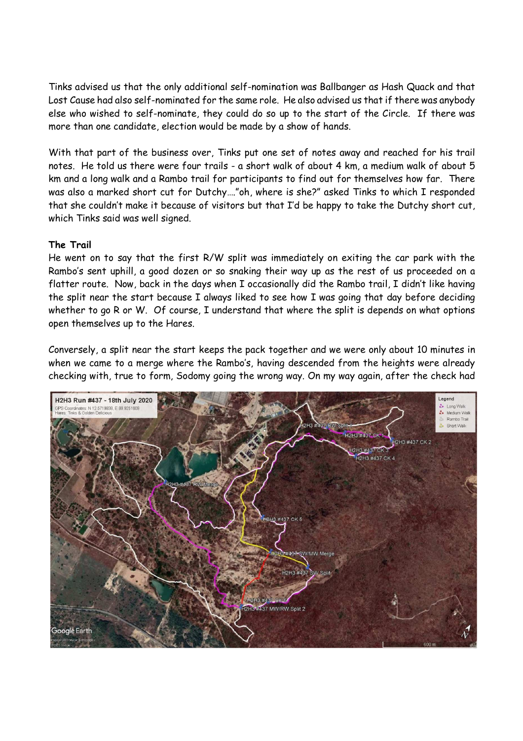Tinks advised us that the only additional self-nomination was Ballbanger as Hash Quack and that Lost Cause had also self-nominated for the same role. He also advised us that if there was anybody else who wished to self-nominate, they could do so up to the start of the Circle. If there was more than one candidate, election would be made by a show of hands.

With that part of the business over, Tinks put one set of notes away and reached for his trail notes. He told us there were four trails - a short walk of about 4 km, a medium walk of about 5 km and a long walk and a Rambo trail for participants to find out for themselves how far. There was also a marked short cut for Dutchy…."oh, where is she?" asked Tinks to which I responded that she couldn't make it because of visitors but that I'd be happy to take the Dutchy short cut, which Tinks said was well signed.

**The Trail**

He went on to say that the first R/W split was immediately on exiting the car park with the Rambo's sent uphill, a good dozen or so snaking their way up as the rest of us proceeded on a flatter route. Now, back in the days when I occasionally did the Rambo trail, I didn't like having the split near the start because I always liked to see how I was going that day before deciding whether to go R or W. Of course, I understand that where the split is depends on what options open themselves up to the Hares.

Conversely, a split near the start keeps the pack together and we were only about 10 minutes in when we came to a merge where the Rambo's, having descended from the heights were already checking with, true to form, Sodomy going the wrong way. On my way again, after the check had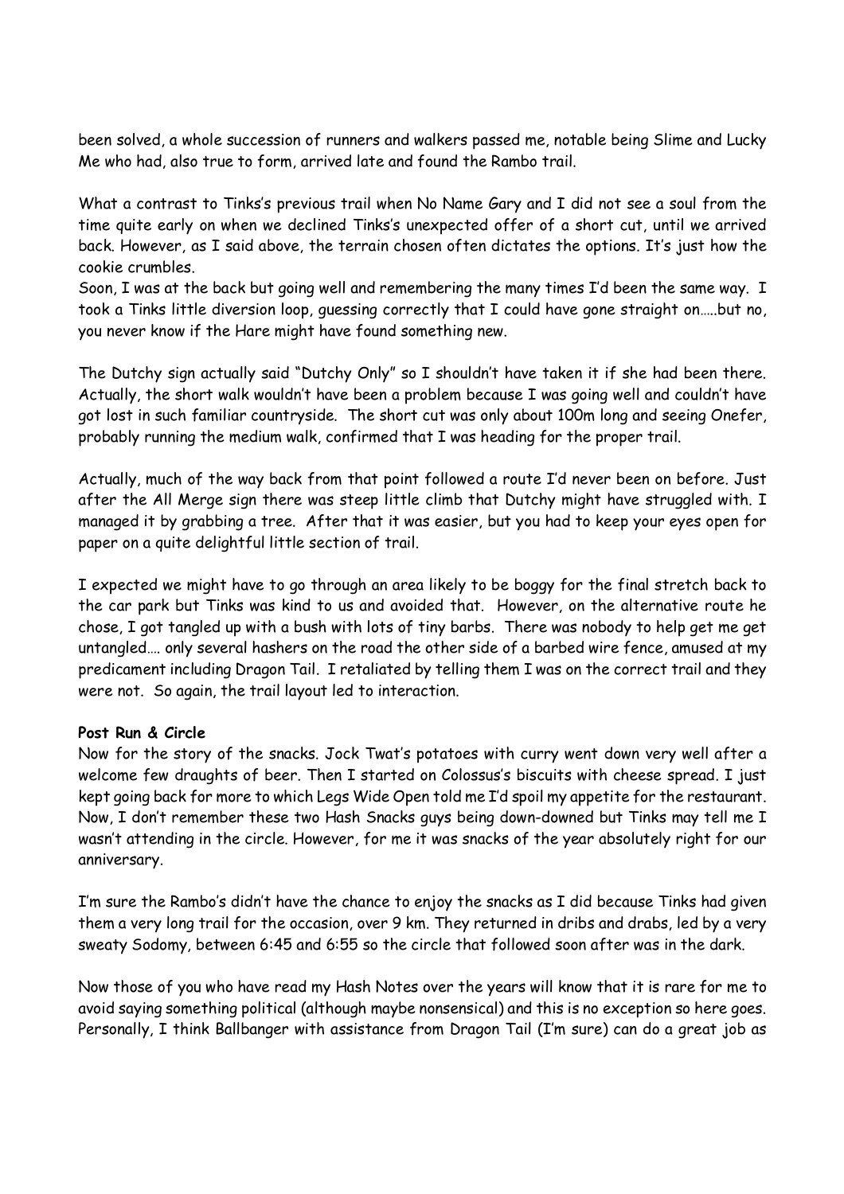been solved, a whole succession of runners and walkers passed me, notable being Slime and Lucky Me who had, also true to form, arrived late and found the Rambo trail.

What a contrast to Tinks's previous trail when No Name Gary and I did not see a soul from the time quite early on when we declined Tinks's unexpected offer of a short cut, until we arrived back. However, as I said above, the terrain chosen often dictates the options. It's just how the cookie crumbles.
Soon, I was at the back but going well and remembering the many times I'd been the same way. I took a Tinks little diversion loop, guessing correctly that I could have gone straight on…..but no, you never know if the Hare might have found something new.

The Dutchy sign actually said "Dutchy Only" so I shouldn't have taken it if she had been there. Actually, the short walk wouldn't have been a problem because I was going well and couldn't have got lost in such familiar countryside. The short cut was only about 100m long and seeing Onefer, probably running the medium walk, confirmed that I was heading for the proper trail.

Actually, much of the way back from that point followed a route I'd never been on before. Just after the All Merge sign there was steep little climb that Dutchy might have struggled with. I managed it by grabbing a tree. After that it was easier, but you had to keep your eyes open for paper on a quite delightful little section of trail.

I expected we might have to go through an area likely to be boggy for the final stretch back to the car park but Tinks was kind to us and avoided that. However, on the alternative route he chose, I got tangled up with a bush with lots of tiny barbs. There was nobody to help get me get untangled…. only several hashers on the road the other side of a barbed wire fence, amused at my predicament including Dragon Tail. I retaliated by telling them I was on the correct trail and they were not. So again, the trail layout led to interaction.

**Post Run & Circle**
Now for the story of the snacks. Jock Twat's potatoes with curry went down very well after a welcome few draughts of beer. Then I started on Colossus's biscuits with cheese spread. I just kept going back for more to which Legs Wide Open told me I'd spoil my appetite for the restaurant. Now, I don't remember these two Hash Snacks guys being down-downed but Tinks may tell me I wasn't attending in the circle. However, for me it was snacks of the year absolutely right for our anniversary.

I'm sure the Rambo's didn't have the chance to enjoy the snacks as I did because Tinks had given them a very long trail for the occasion, over 9 km. They returned in dribs and drabs, led by a very sweaty Sodomy, between 6:45 and 6:55 so the circle that followed soon after was in the dark.

Now those of you who have read my Hash Notes over the years will know that it is rare for me to avoid saying something political (although maybe nonsensical) and this is no exception so here goes. Personally, I think Ballbanger with assistance from Dragon Tail (I'm sure) can do a great job as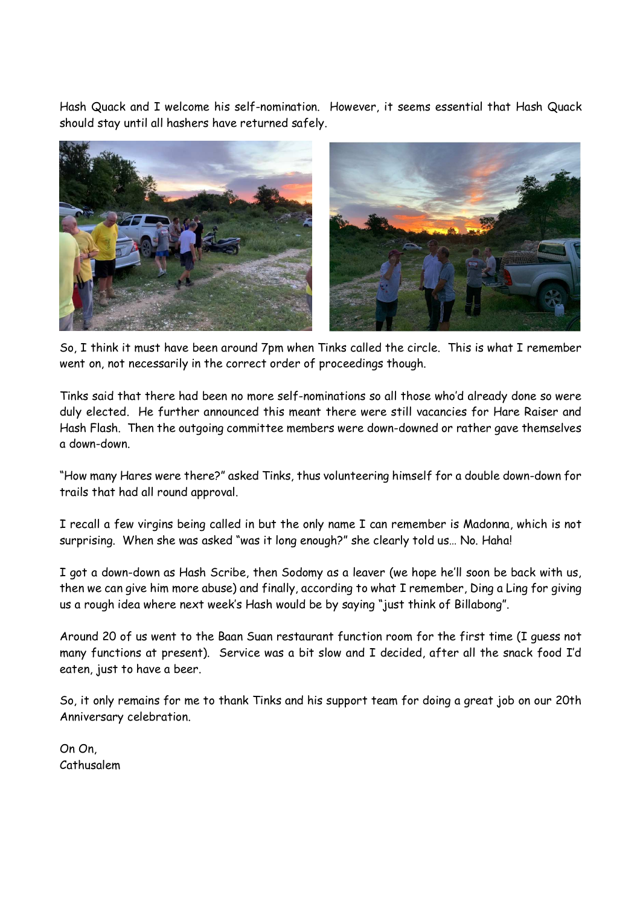Hash Quack and I welcome his self-nomination. However, it seems essential that Hash Quack should stay until all hashers have returned safely.

So, I think it must have been around 7pm when Tinks called the circle. This is what I remember went on, not necessarily in the correct order of proceedings though.

Tinks said that there had been no more self-nominations so all those who'd already done so were duly elected. He further announced this meant there were still vacancies for Hare Raiser and Hash Flash. Then the outgoing committee members were down-downed or rather gave themselves a down-down.

"How many Hares were there?" asked Tinks, thus volunteering himself for a double down-down for trails that had all round approval.

I recall a few virgins being called in but the only name I can remember is Madonna, which is not surprising. When she was asked "was it long enough?" she clearly told us… No. Haha!

I got a down-down as Hash Scribe, then Sodomy as a leaver (we hope he'll soon be back with us, then we can give him more abuse) and finally, according to what I remember, Ding a Ling for giving us a rough idea where next week's Hash would be by saying "just think of Billabong".

Around 20 of us went to the Baan Suan restaurant function room for the first time (I guess not many functions at present). Service was a bit slow and I decided, after all the snack food I'd eaten, just to have a beer.

So, it only remains for me to thank Tinks and his support team for doing a great job on our 20th Anniversary celebration.

On On,
Cathusalem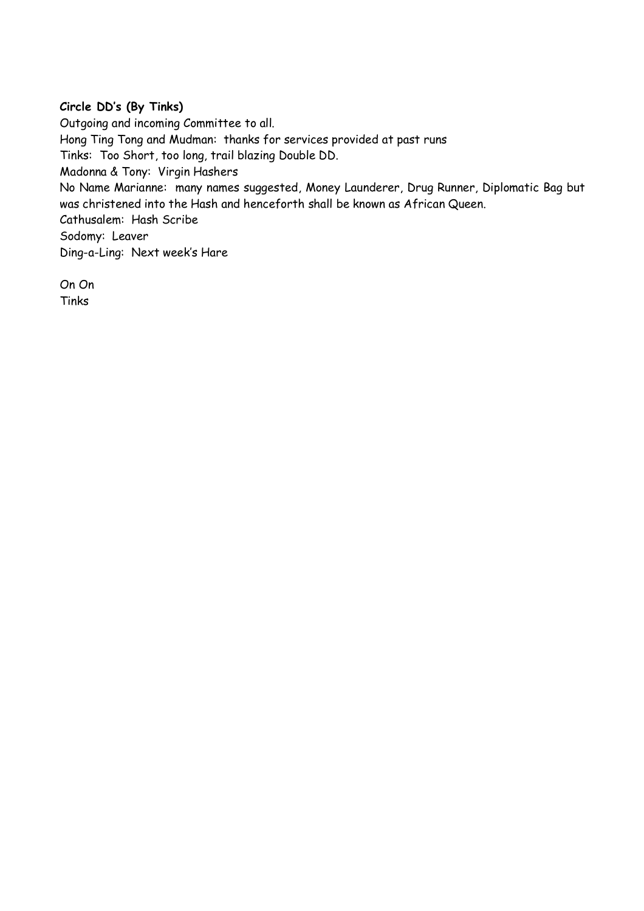**Circle DD's (By Tinks)**

Outgoing and incoming Committee to all.

Hong Ting Tong and Mudman: thanks for services provided at past runs

Tinks: Too Short, too long, trail blazing Double DD.

Madonna & Tony: Virgin Hashers

No Name Marianne: many names suggested, Money Launderer, Drug Runner, Diplomatic Bag but was christened into the Hash and henceforth shall be known as African Queen.

Cathusalem: Hash Scribe

Sodomy: Leaver

Ding-a-Ling: Next week's Hare

On On
Tinks